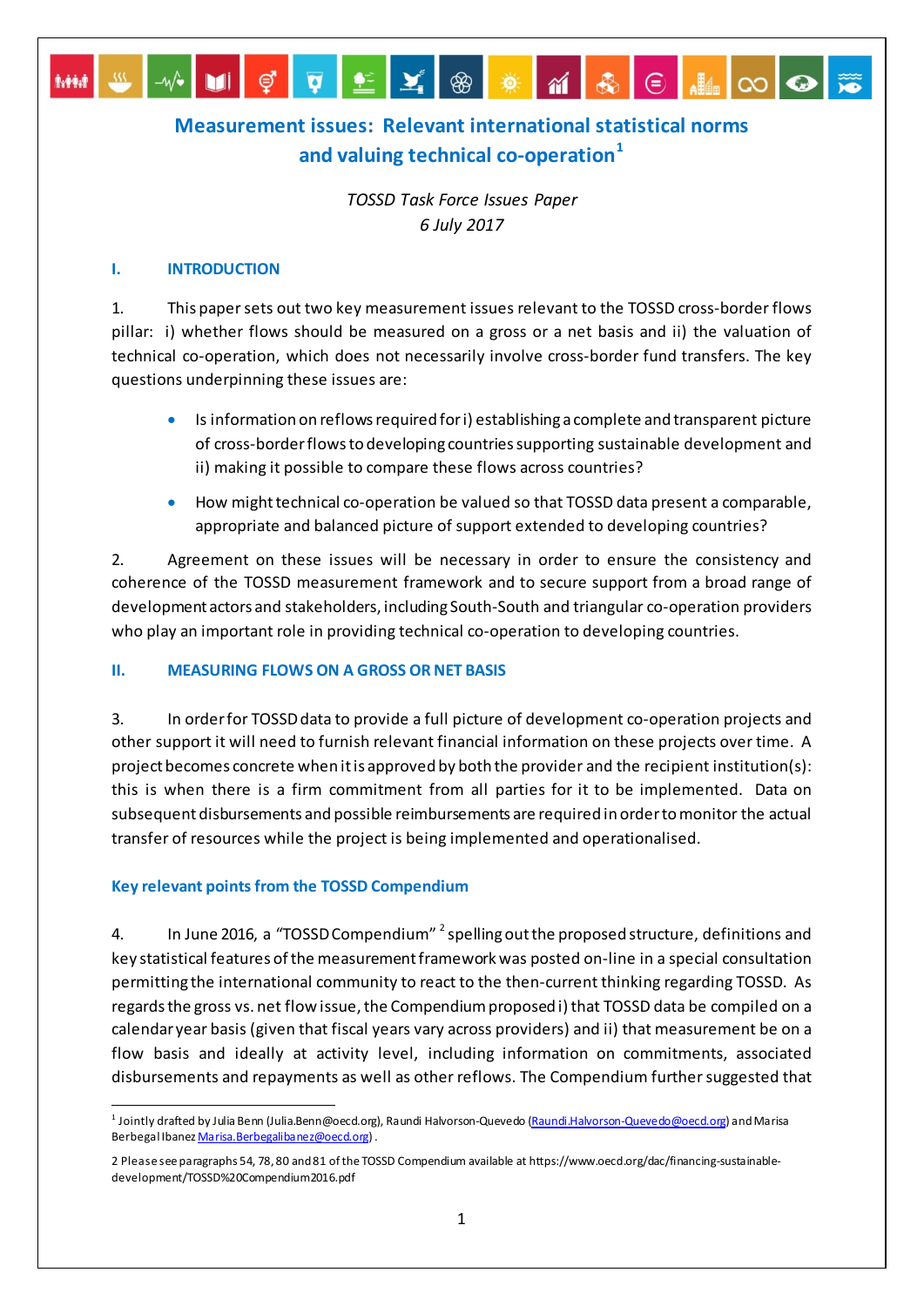# Measurement issues: Relevant international statistical norms and valuing technical co-operation[1]

*TOSSD Task Force Issues Paper*
*6 July 2017*

## I. INTRODUCTION

1. This paper sets out two key measurement issues relevant to the TOSSD cross-border flows pillar: i) whether flows should be measured on a gross or a net basis and ii) the valuation of technical co-operation, which does not necessarily involve cross-border fund transfers. The key questions underpinning these issues are:

- Is information on reflows required for i) establishing a complete and transparent picture of cross-border flows to developing countries supporting sustainable development and ii) making it possible to compare these flows across countries?
- How might technical co-operation be valued so that TOSSD data present a comparable, appropriate and balanced picture of support extended to developing countries?

2. Agreement on these issues will be necessary in order to ensure the consistency and coherence of the TOSSD measurement framework and to secure support from a broad range of development actors and stakeholders, including South-South and triangular co-operation providers who play an important role in providing technical co-operation to developing countries.

## II. MEASURING FLOWS ON A GROSS OR NET BASIS

3. In order for TOSSD data to provide a full picture of development co-operation projects and other support it will need to furnish relevant financial information on these projects over time. A project becomes concrete when it is approved by both the provider and the recipient institution(s): this is when there is a firm commitment from all parties for it to be implemented. Data on subsequent disbursements and possible reimbursements are required in order to monitor the actual transfer of resources while the project is being implemented and operationalised.

### Key relevant points from the TOSSD Compendium

4. In June 2016, a "TOSSD Compendium"[2] spelling out the proposed structure, definitions and key statistical features of the measurement framework was posted on-line in a special consultation permitting the international community to react to the then-current thinking regarding TOSSD. As regards the gross vs. net flow issue, the Compendium proposed i) that TOSSD data be compiled on a calendar year basis (given that fiscal years vary across providers) and ii) that measurement be on a flow basis and ideally at activity level, including information on commitments, associated disbursements and repayments as well as other reflows. The Compendium further suggested that

---

[1] Jointly drafted by Julia Benn (Julia.Benn@oecd.org), Raundi Halvorson-Quevedo (Raundi.Halvorson-Quevedo@oecd.org) and Marisa Berbegal Ibanez Marisa.Berbegalibanez@oecd.org).

2 Please see paragraphs 54, 78, 80 and 81 of the TOSSD Compendium available at https://www.oecd.org/dac/financing-sustainable-development/TOSSD%20Compendium2016.pdf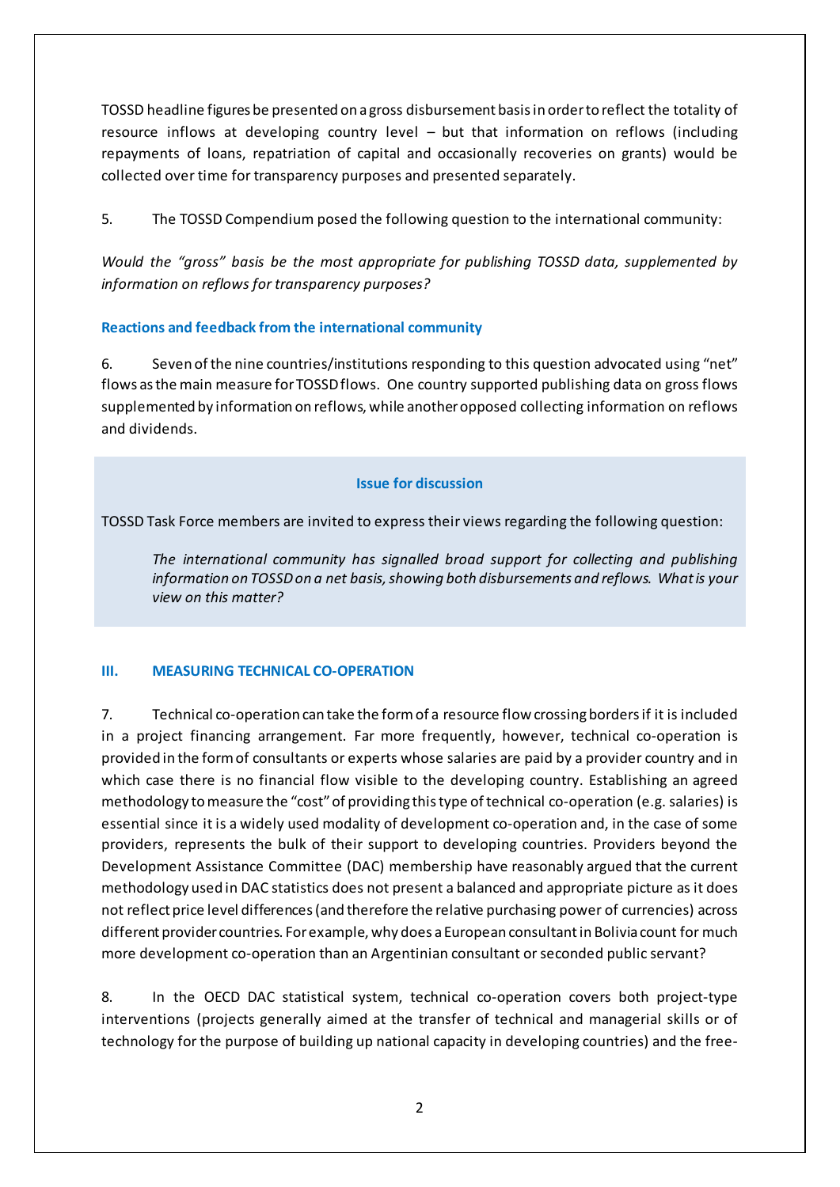TOSSD headline figures be presented on a gross disbursement basis in order to reflect the totality of resource inflows at developing country level – but that information on reflows (including repayments of loans, repatriation of capital and occasionally recoveries on grants) would be collected over time for transparency purposes and presented separately.

5. The TOSSD Compendium posed the following question to the international community:

*Would the "gross" basis be the most appropriate for publishing TOSSD data, supplemented by information on reflows for transparency purposes?*

### Reactions and feedback from the international community

6. Seven of the nine countries/institutions responding to this question advocated using "net" flows as the main measure for TOSSD flows. One country supported publishing data on gross flows supplemented by information on reflows, while another opposed collecting information on reflows and dividends.

> **Issue for discussion**
>
> TOSSD Task Force members are invited to express their views regarding the following question:
>
> *The international community has signalled broad support for collecting and publishing information on TOSSD on a net basis, showing both disbursements and reflows. What is your view on this matter?*

## III. MEASURING TECHNICAL CO-OPERATION

7. Technical co-operation can take the form of a resource flow crossing borders if it is included in a project financing arrangement. Far more frequently, however, technical co-operation is provided in the form of consultants or experts whose salaries are paid by a provider country and in which case there is no financial flow visible to the developing country. Establishing an agreed methodology to measure the "cost" of providing this type of technical co-operation (e.g. salaries) is essential since it is a widely used modality of development co-operation and, in the case of some providers, represents the bulk of their support to developing countries. Providers beyond the Development Assistance Committee (DAC) membership have reasonably argued that the current methodology used in DAC statistics does not present a balanced and appropriate picture as it does not reflect price level differences (and therefore the relative purchasing power of currencies) across different provider countries. For example, why does a European consultant in Bolivia count for much more development co-operation than an Argentinian consultant or seconded public servant?

8. In the OECD DAC statistical system, technical co-operation covers both project-type interventions (projects generally aimed at the transfer of technical and managerial skills or of technology for the purpose of building up national capacity in developing countries) and the free-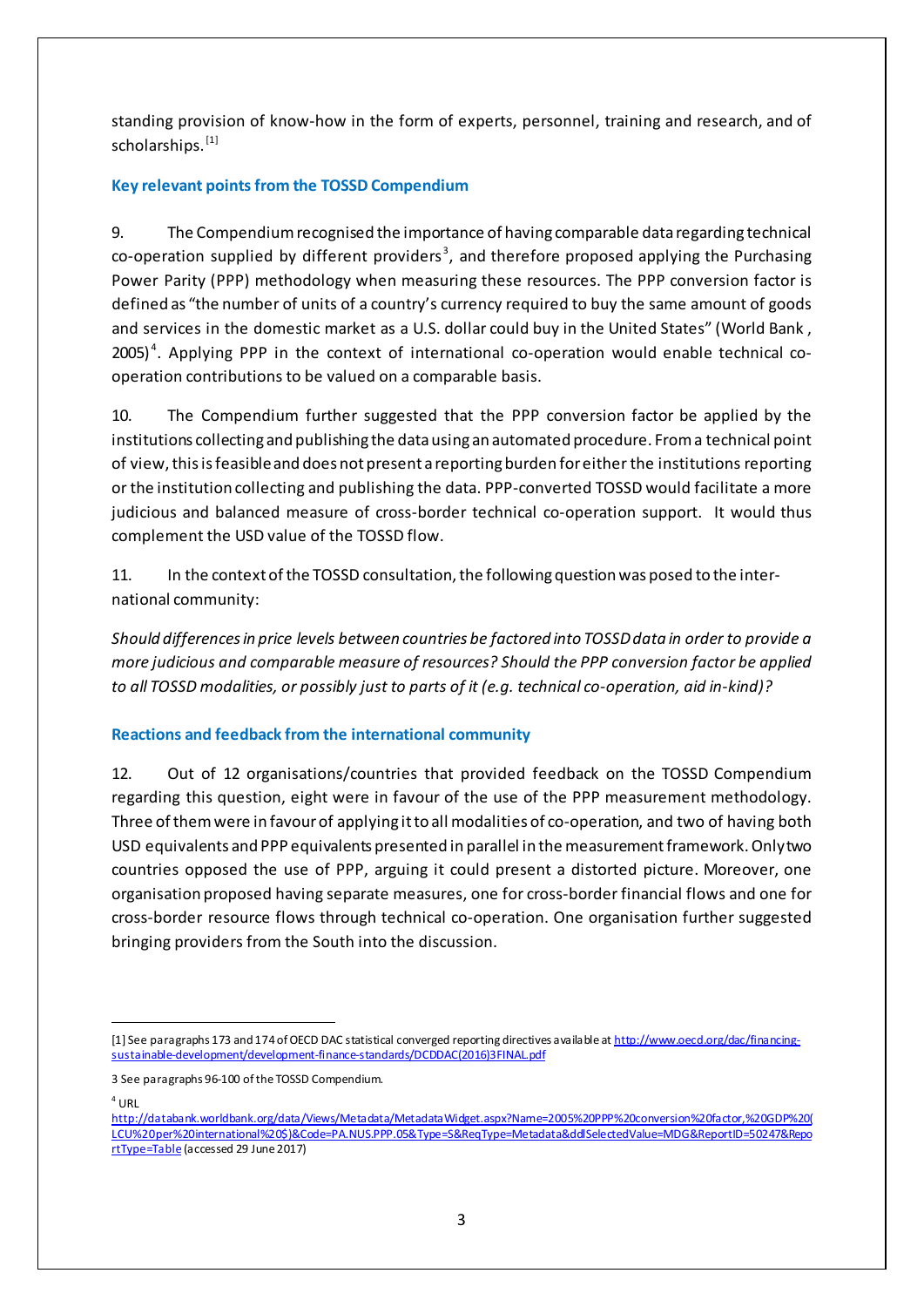standing provision of know-how in the form of experts, personnel, training and research, and of scholarships.[1]

### Key relevant points from the TOSSD Compendium

9. The Compendium recognised the importance of having comparable data regarding technical co-operation supplied by different providers[3], and therefore proposed applying the Purchasing Power Parity (PPP) methodology when measuring these resources. The PPP conversion factor is defined as "the number of units of a country's currency required to buy the same amount of goods and services in the domestic market as a U.S. dollar could buy in the United States" (World Bank , 2005)[4]. Applying PPP in the context of international co-operation would enable technical co-operation contributions to be valued on a comparable basis.

10. The Compendium further suggested that the PPP conversion factor be applied by the institutions collecting and publishing the data using an automated procedure. From a technical point of view, this is feasible and does not present a reporting burden for either the institutions reporting or the institution collecting and publishing the data. PPP-converted TOSSD would facilitate a more judicious and balanced measure of cross-border technical co-operation support. It would thus complement the USD value of the TOSSD flow.

11. In the context of the TOSSD consultation, the following question was posed to the international community:

*Should differences in price levels between countries be factored into TOSSD data in order to provide a more judicious and comparable measure of resources? Should the PPP conversion factor be applied to all TOSSD modalities, or possibly just to parts of it (e.g. technical co-operation, aid in-kind)?*

### Reactions and feedback from the international community

12. Out of 12 organisations/countries that provided feedback on the TOSSD Compendium regarding this question, eight were in favour of the use of the PPP measurement methodology. Three of them were in favour of applying it to all modalities of co-operation, and two of having both USD equivalents and PPP equivalents presented in parallel in the measurement framework. Only two countries opposed the use of PPP, arguing it could present a distorted picture. Moreover, one organisation proposed having separate measures, one for cross-border financial flows and one for cross-border resource flows through technical co-operation. One organisation further suggested bringing providers from the South into the discussion.

---

[1] See paragraphs 173 and 174 of OECD DAC statistical converged reporting directives available at http://www.oecd.org/dac/financing-sustainable-development/development-finance-standards/DCDDAC(2016)3FINAL.pdf

3 See paragraphs 96-100 of the TOSSD Compendium.

[4] URL http://databank.worldbank.org/data/Views/Metadata/MetadataWidget.aspx?Name=2005%20PPP%20conversion%20factor,%20GDP%20(LCU%20per%20international%20$)&Code=PA.NUS.PPP.05&Type=S&ReqType=Metadata&ddlSelectedValue=MDG&ReportID=50247&ReportType=Table (accessed 29 June 2017)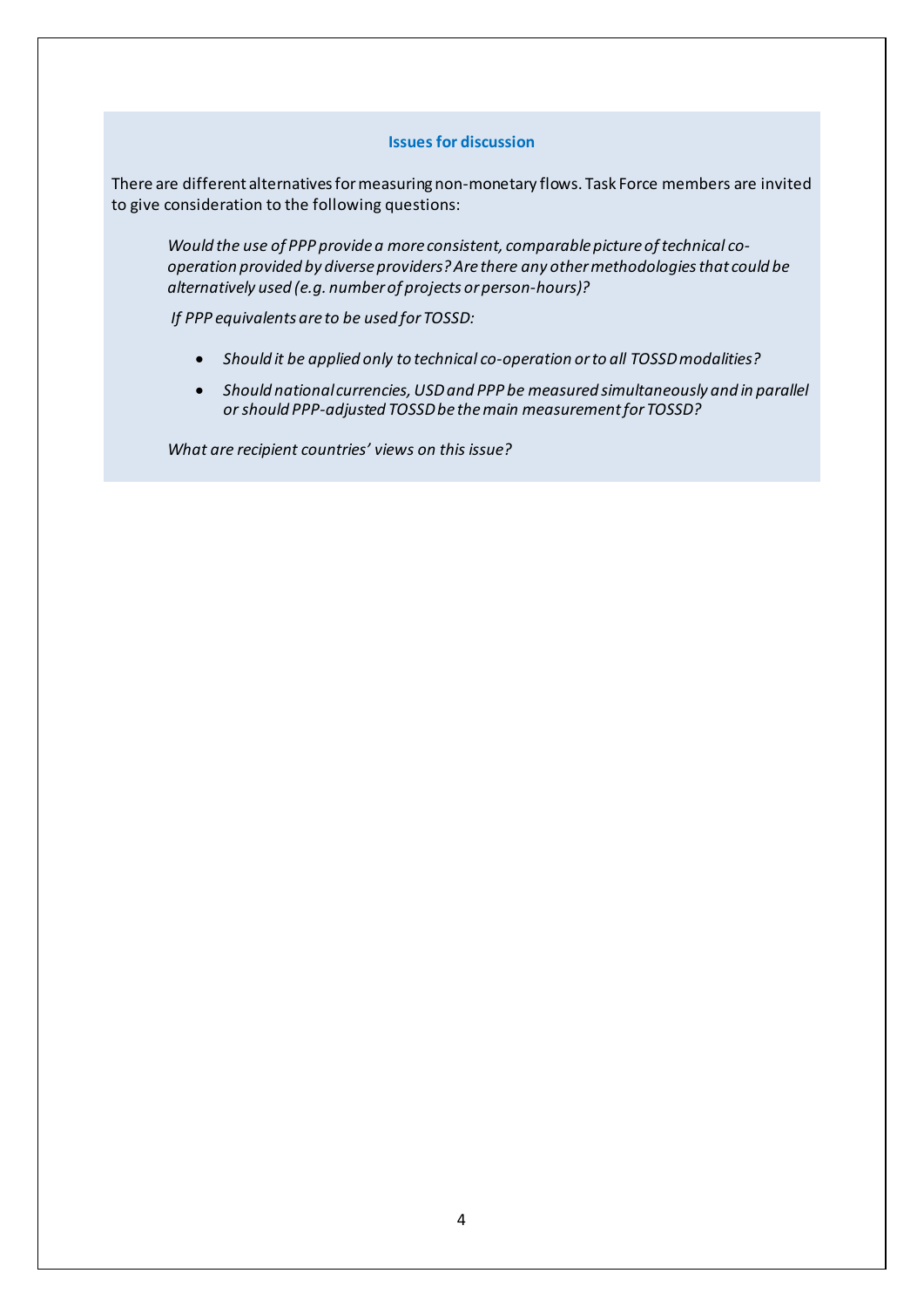**Issues for discussion**

There are different alternatives for measuring non-monetary flows. Task Force members are invited to give consideration to the following questions:

*Would the use of PPP provide a more consistent, comparable picture of technical co-operation provided by diverse providers? Are there any other methodologies that could be alternatively used (e.g. number of projects or person-hours)?*

*If PPP equivalents are to be used for TOSSD:*

- *Should it be applied only to technical co-operation or to all TOSSD modalities?*
- *Should national currencies, USD and PPP be measured simultaneously and in parallel or should PPP-adjusted TOSSD be the main measurement for TOSSD?*

*What are recipient countries' views on this issue?*